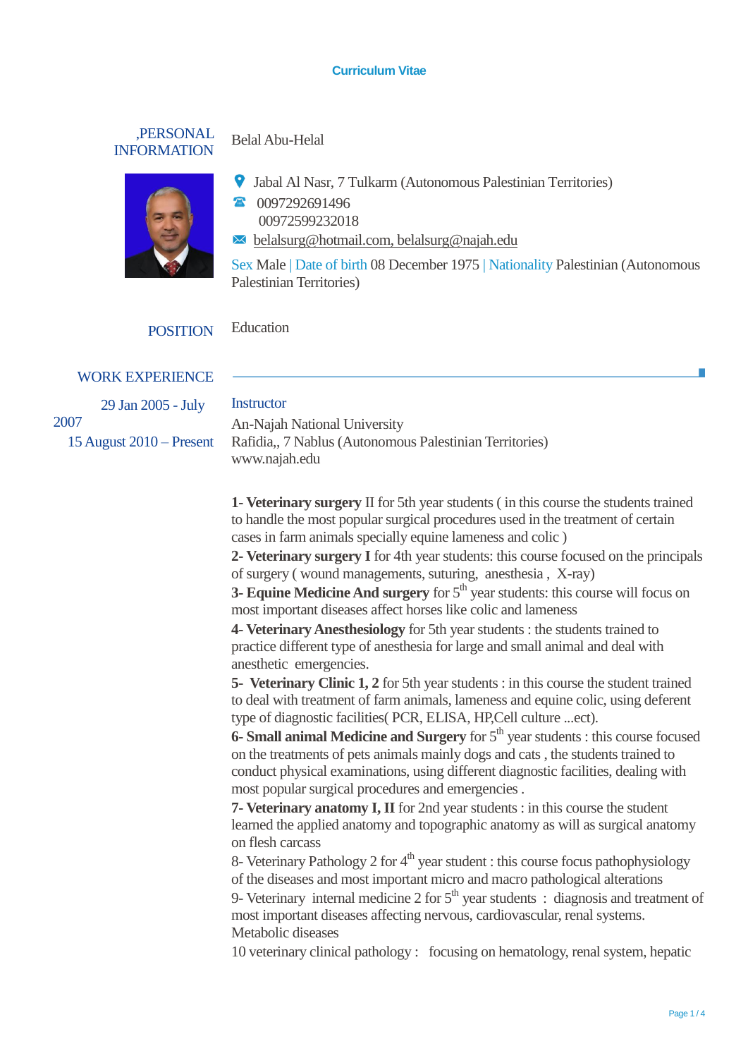# Curriculum Vitae

## ,PERSONAL INFORMATION

Belal Abu-Helal

Jabal Al Nasr, 7 Tulkarm (Autonomous Palestinian Territories)

0097292691496
00972599232018

belalsurg@hotmail.com, belalsurg@najah.edu

Sex Male | Date of birth 08 December 1975 | Nationality Palestinian (Autonomous Palestinian Territories)

## POSITION

Education

## WORK EXPERIENCE

29 Jan 2005 - July 2007
15 August 2010 – Present

**Instructor**

An-Najah National University
Rafidia,, 7 Nablus (Autonomous Palestinian Territories)
www.najah.edu

**1- Veterinary surgery** II for 5th year students ( in this course the students trained to handle the most popular surgical procedures used in the treatment of certain cases in farm animals specially equine lameness and colic )
**2- Veterinary surgery I** for 4th year students: this course focused on the principals of surgery ( wound managements, suturing, anesthesia , X-ray)
**3- Equine Medicine And surgery** for 5th year students: this course will focus on most important diseases affect horses like colic and lameness
**4- Veterinary Anesthesiology** for 5th year students : the students trained to practice different type of anesthesia for large and small animal and deal with anesthetic emergencies.
**5- Veterinary Clinic 1, 2** for 5th year students : in this course the student trained to deal with treatment of farm animals, lameness and equine colic, using deferent type of diagnostic facilities( PCR, ELISA, HP,Cell culture ...ect).
**6- Small animal Medicine and Surgery** for 5th year students : this course focused on the treatments of pets animals mainly dogs and cats , the students trained to conduct physical examinations, using different diagnostic facilities, dealing with most popular surgical procedures and emergencies .
**7- Veterinary anatomy I, II** for 2nd year students : in this course the student learned the applied anatomy and topographic anatomy as will as surgical anatomy on flesh carcass
8- Veterinary Pathology 2 for 4th year student : this course focus pathophysiology of the diseases and most important micro and macro pathological alterations
9- Veterinary internal medicine 2 for 5th year students : diagnosis and treatment of most important diseases affecting nervous, cardiovascular, renal systems. Metabolic diseases
10 veterinary clinical pathology : focusing on hematology, renal system, hepatic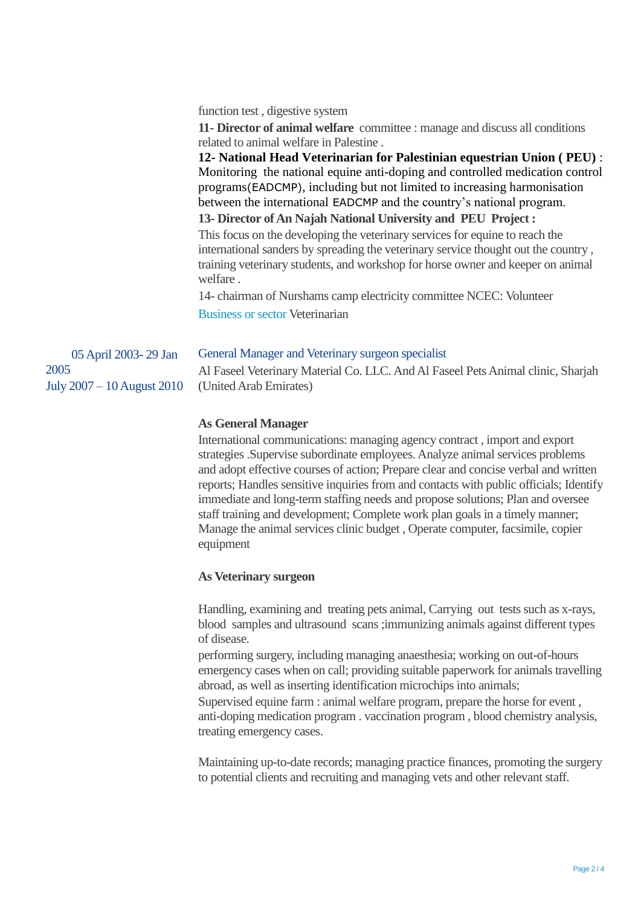function test , digestive system

**11- Director of animal welfare** committee : manage and discuss all conditions related to animal welfare in Palestine .

**12- National Head Veterinarian for Palestinian equestrian Union ( PEU)** : Monitoring the national equine anti-doping and controlled medication control programs(EADCMP), including but not limited to increasing harmonisation between the international EADCMP and the country's national program.

**13- Director of An Najah National University and PEU Project :**

This focus on the developing the veterinary services for equine to reach the international sanders by spreading the veterinary service thought out the country , training veterinary students, and workshop for horse owner and keeper on animal welfare .

14- chairman of Nurshams camp electricity committee NCEC: Volunteer

Business or sector Veterinarian

05 April 2003- 29 Jan 2005
July 2007 – 10 August 2010

General Manager and Veterinary surgeon specialist

Al Faseel Veterinary Material Co. LLC. And Al Faseel Pets Animal clinic, Sharjah (United Arab Emirates)

**As General Manager**

International communications: managing agency contract , import and export strategies .Supervise subordinate employees. Analyze animal services problems and adopt effective courses of action; Prepare clear and concise verbal and written reports; Handles sensitive inquiries from and contacts with public officials; Identify immediate and long-term staffing needs and propose solutions; Plan and oversee staff training and development; Complete work plan goals in a timely manner; Manage the animal services clinic budget , Operate computer, facsimile, copier equipment

**As Veterinary surgeon**

Handling, examining and treating pets animal, Carrying out tests such as x-rays, blood samples and ultrasound scans ;immunizing animals against different types of disease.

performing surgery, including managing anaesthesia; working on out-of-hours emergency cases when on call; providing suitable paperwork for animals travelling abroad, as well as inserting identification microchips into animals;

Supervised equine farm : animal welfare program, prepare the horse for event , anti-doping medication program . vaccination program , blood chemistry analysis, treating emergency cases.

Maintaining up-to-date records; managing practice finances, promoting the surgery to potential clients and recruiting and managing vets and other relevant staff.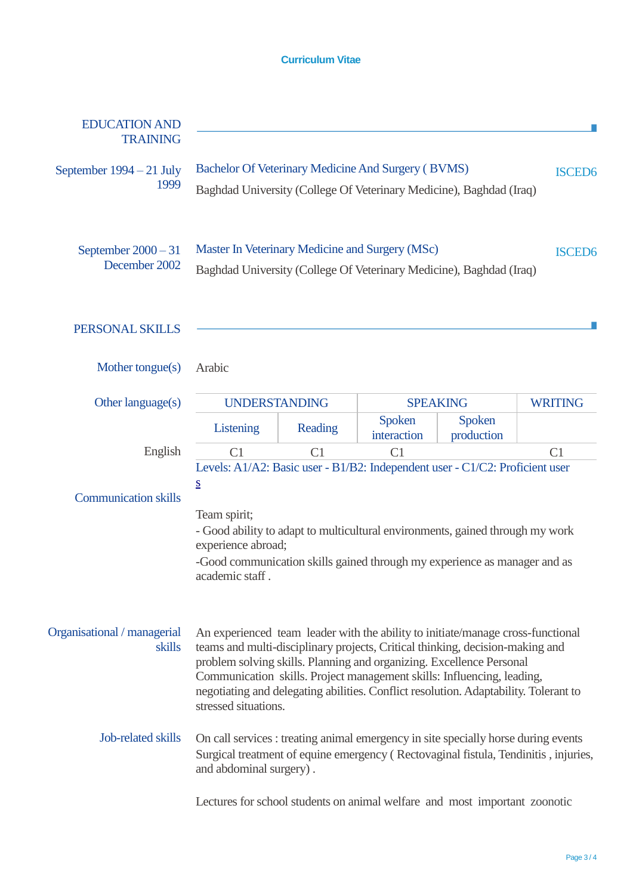Curriculum Vitae

## EDUCATION AND TRAINING

September 1994 – 21 July 1999

**Bachelor Of Veterinary Medicine And Surgery ( BVMS)** — ISCED6

Baghdad University (College Of Veterinary Medicine), Baghdad (Iraq)

September 2000 – 31 December 2002

**Master In Veterinary Medicine and Surgery (MSc)** — ISCED6

Baghdad University (College Of Veterinary Medicine), Baghdad (Iraq)

## PERSONAL SKILLS

**Mother tongue(s)**

Arabic

**Other language(s)**

| | UNDERSTANDING | | SPEAKING | | WRITING |
|---|---|---|---|---|---|
| | Listening | Reading | Spoken interaction | Spoken production | |
| English | C1 | C1 | C1 | | C1 |

Levels: A1/A2: Basic user - B1/B2: Independent user - C1/C2: Proficient user s

**Communication skills**

Team spirit;

- Good ability to adapt to multicultural environments, gained through my work experience abroad;

-Good communication skills gained through my experience as manager and as academic staff .

**Organisational / managerial skills**

An experienced team leader with the ability to initiate/manage cross-functional teams and multi-disciplinary projects, Critical thinking, decision-making and problem solving skills. Planning and organizing. Excellence Personal Communication skills. Project management skills: Influencing, leading, negotiating and delegating abilities. Conflict resolution. Adaptability. Tolerant to stressed situations.

**Job-related skills**

On call services : treating animal emergency in site specially horse during events Surgical treatment of equine emergency ( Rectovaginal fistula, Tendinitis , injuries, and abdominal surgery) .

Lectures for school students on animal welfare and most important zoonotic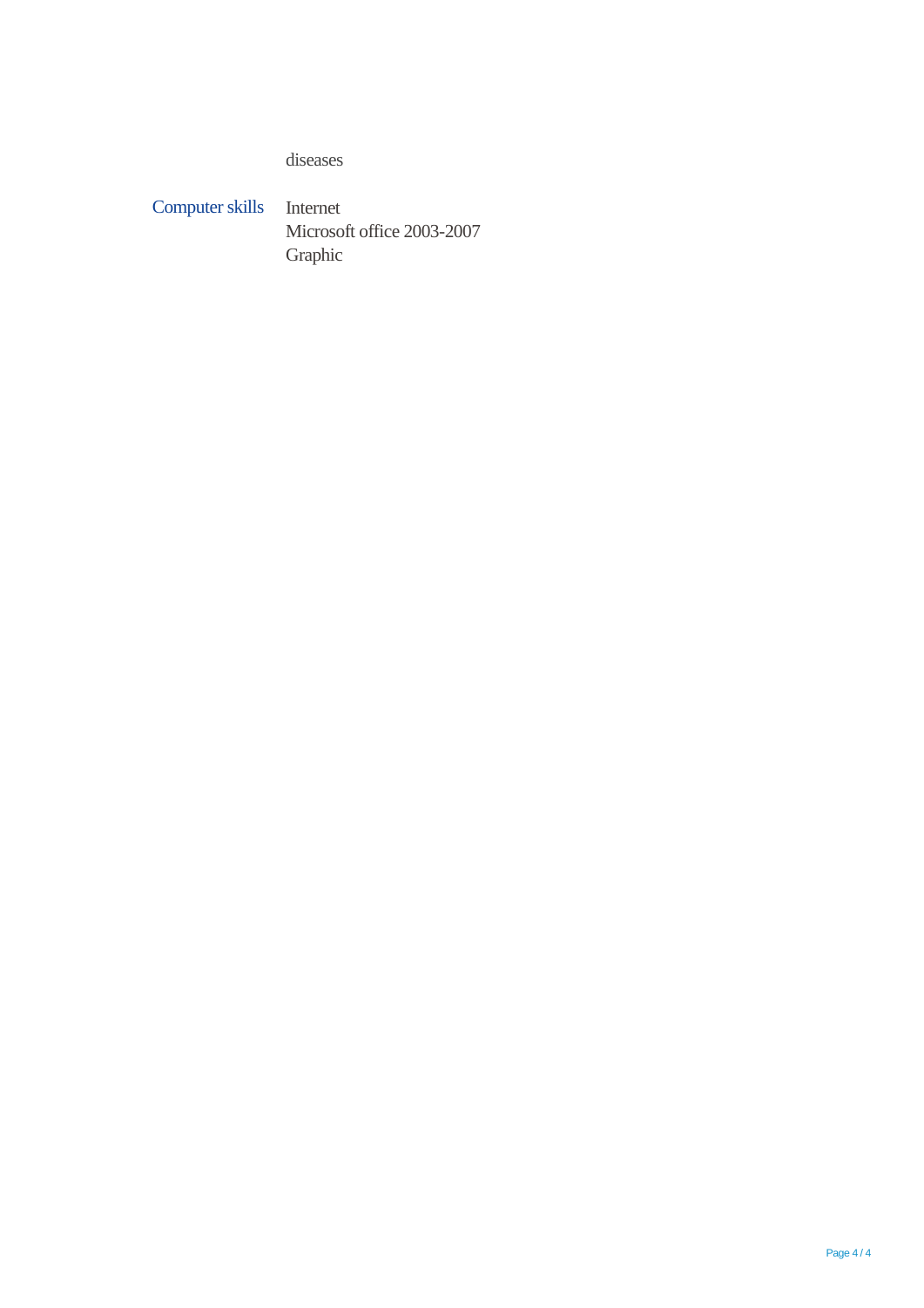diseases

| | |
|---|---|
| Computer skills | Internet<br>Microsoft office 2003-2007<br>Graphic |